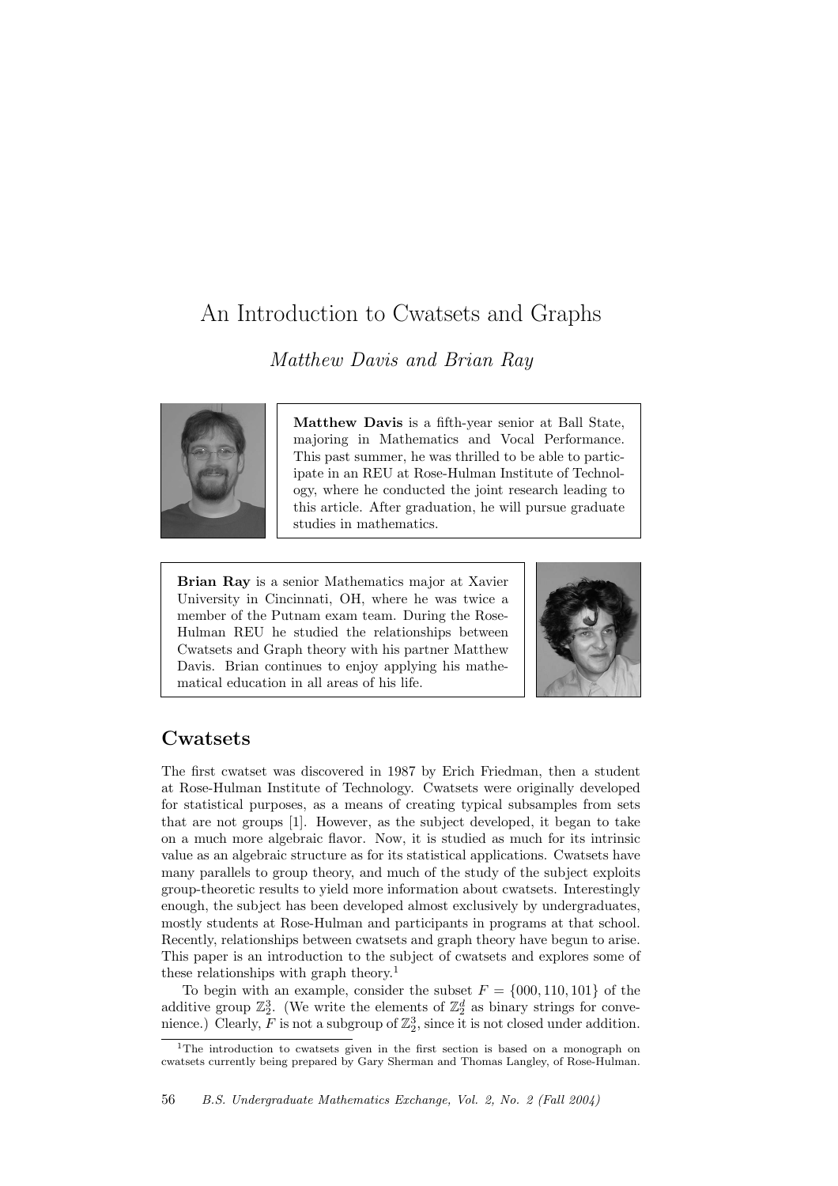# An Introduction to Cwatsets and Graphs

*Matthew Davis and Brian Ray*

**Matthew Davis** is a fifth-year senior at Ball State, majoring in Mathematics and Vocal Performance. This past summer, he was thrilled to be able to participate in an REU at Rose-Hulman Institute of Technology, where he conducted the joint research leading to this article. After graduation, he will pursue graduate studies in mathematics.

**Brian Ray** is a senior Mathematics major at Xavier University in Cincinnati, OH, where he was twice a member of the Putnam exam team. During the Rose-Hulman REU he studied the relationships between Cwatsets and Graph theory with his partner Matthew Davis. Brian continues to enjoy applying his mathematical education in all areas of his life.

## Cwatsets

The first cwatset was discovered in 1987 by Erich Friedman, then a student at Rose-Hulman Institute of Technology. Cwatsets were originally developed for statistical purposes, as a means of creating typical subsamples from sets that are not groups [1]. However, as the subject developed, it began to take on a much more algebraic flavor. Now, it is studied as much for its intrinsic value as an algebraic structure as for its statistical applications. Cwatsets have many parallels to group theory, and much of the study of the subject exploits group-theoretic results to yield more information about cwatsets. Interestingly enough, the subject has been developed almost exclusively by undergraduates, mostly students at Rose-Hulman and participants in programs at that school. Recently, relationships between cwatsets and graph theory have begun to arise. This paper is an introduction to the subject of cwatsets and explores some of these relationships with graph theory.[1]

To begin with an example, consider the subset $F = \{000, 110, 101\}$ of the additive group $\mathbb{Z}_2^3$. (We write the elements of $\mathbb{Z}_2^d$ as binary strings for convenience.) Clearly, $F$ is not a subgroup of $\mathbb{Z}_2^3$, since it is not closed under addition.

[1]The introduction to cwatsets given in the first section is based on a monograph on cwatsets currently being prepared by Gary Sherman and Thomas Langley, of Rose-Hulman.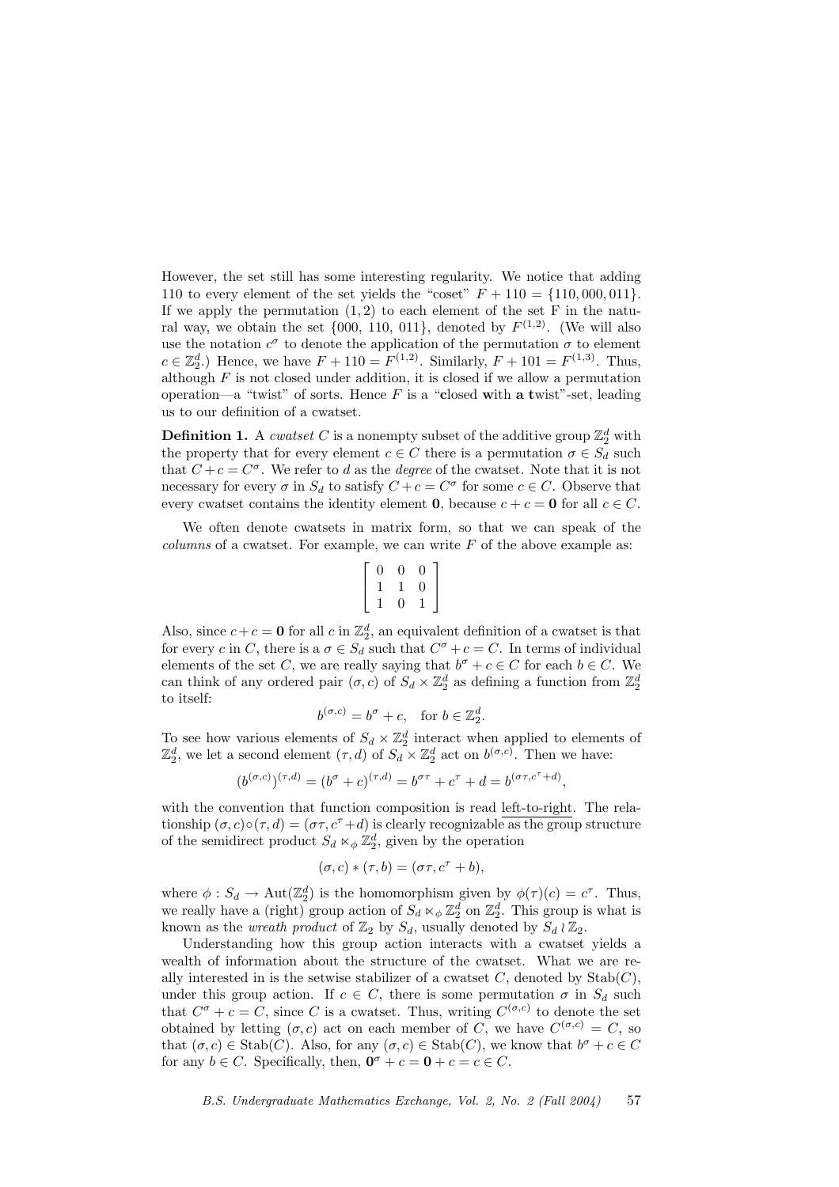However, the set still has some interesting regularity. We notice that adding 110 to every element of the set yields the "coset" $F + 110 = \{110, 000, 011\}$. If we apply the permutation $(1, 2)$ to each element of the set F in the natural way, we obtain the set $\{000,\ 110,\ 011\}$, denoted by $F^{(1,2)}$. (We will also use the notation $c^\sigma$ to denote the application of the permutation $\sigma$ to element $c \in \mathbb{Z}_2^d$.) Hence, we have $F + 110 = F^{(1,2)}$. Similarly, $F + 101 = F^{(1,3)}$. Thus, although $F$ is not closed under addition, it is closed if we allow a permutation operation—a "twist" of sorts. Hence $F$ is a "**c**losed **w**ith **a t**wist"-set, leading us to our definition of a cwatset.

**Definition 1.** A *cwatset* $C$ is a nonempty subset of the additive group $\mathbb{Z}_2^d$ with the property that for every element $c \in C$ there is a permutation $\sigma \in S_d$ such that $C + c = C^\sigma$. We refer to $d$ as the *degree* of the cwatset. Note that it is not necessary for every $\sigma$ in $S_d$ to satisfy $C + c = C^\sigma$ for some $c \in C$. Observe that every cwatset contains the identity element $\mathbf{0}$, because $c + c = \mathbf{0}$ for all $c \in C$.

We often denote cwatsets in matrix form, so that we can speak of the *columns* of a cwatset. For example, we can write $F$ of the above example as:

$$\begin{bmatrix} 0 & 0 & 0 \\ 1 & 1 & 0 \\ 1 & 0 & 1 \end{bmatrix}$$

Also, since $c + c = \mathbf{0}$ for all $c$ in $\mathbb{Z}_2^d$, an equivalent definition of a cwatset is that for every $c$ in $C$, there is a $\sigma \in S_d$ such that $C^\sigma + c = C$. In terms of individual elements of the set $C$, we are really saying that $b^\sigma + c \in C$ for each $b \in C$. We can think of any ordered pair $(\sigma, c)$ of $S_d \times \mathbb{Z}_2^d$ as defining a function from $\mathbb{Z}_2^d$ to itself:

$$b^{(\sigma,c)} = b^\sigma + c, \quad \text{for } b \in \mathbb{Z}_2^d.$$

To see how various elements of $S_d \times \mathbb{Z}_2^d$ interact when applied to elements of $\mathbb{Z}_2^d$, we let a second element $(\tau, d)$ of $S_d \times \mathbb{Z}_2^d$ act on $b^{(\sigma,c)}$. Then we have:

$$(b^{(\sigma,c)})^{(\tau,d)} = (b^\sigma + c)^{(\tau,d)} = b^{\sigma\tau} + c^\tau + d = b^{(\sigma\tau, c^\tau + d)},$$

with the convention that function composition is read left-to-right. The relationship $(\sigma, c) \circ (\tau, d) = (\sigma\tau, c^\tau + d)$ is clearly recognizable as the group structure of the semidirect product $S_d \ltimes_\phi \mathbb{Z}_2^d$, given by the operation

$$(\sigma, c) * (\tau, b) = (\sigma\tau, c^\tau + b),$$

where $\phi : S_d \to \mathrm{Aut}(\mathbb{Z}_2^d)$ is the homomorphism given by $\phi(\tau)(c) = c^\tau$. Thus, we really have a (right) group action of $S_d \ltimes_\phi \mathbb{Z}_2^d$ on $\mathbb{Z}_2^d$. This group is what is known as the *wreath product* of $\mathbb{Z}_2$ by $S_d$, usually denoted by $S_d \wr \mathbb{Z}_2$.

Understanding how this group action interacts with a cwatset yields a wealth of information about the structure of the cwatset. What we are really interested in is the setwise stabilizer of a cwatset $C$, denoted by $\mathrm{Stab}(C)$, under this group action. If $c \in C$, there is some permutation $\sigma$ in $S_d$ such that $C^\sigma + c = C$, since $C$ is a cwatset. Thus, writing $C^{(\sigma,c)}$ to denote the set obtained by letting $(\sigma, c)$ act on each member of $C$, we have $C^{(\sigma,c)} = C$, so that $(\sigma, c) \in \mathrm{Stab}(C)$. Also, for any $(\sigma, c) \in \mathrm{Stab}(C)$, we know that $b^\sigma + c \in C$ for any $b \in C$. Specifically, then, $\mathbf{0}^\sigma + c = \mathbf{0} + c = c \in C$.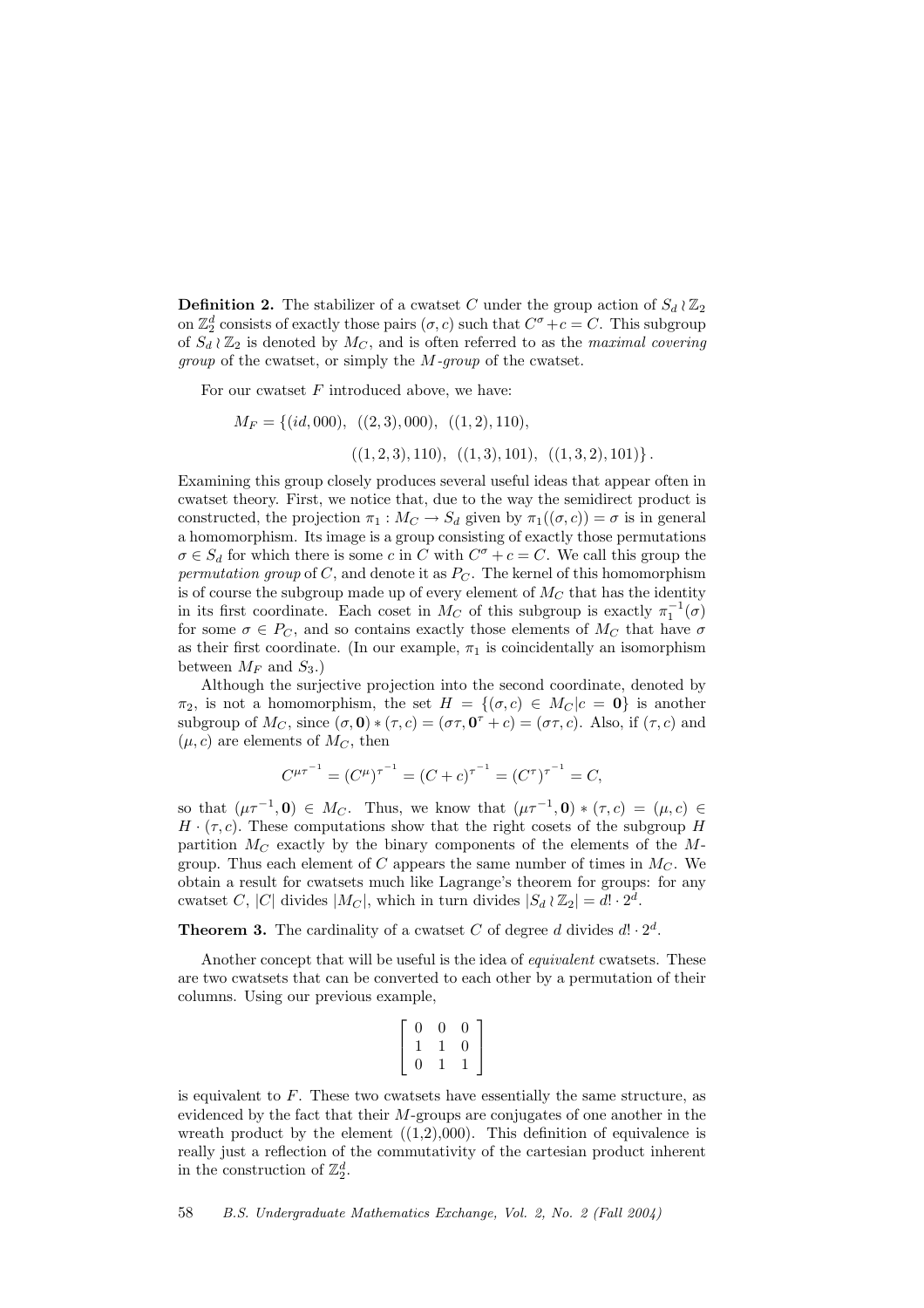**Definition 2.** The stabilizer of a cwatset $C$ under the group action of $S_d \wr \mathbb{Z}_2$ on $\mathbb{Z}_2^d$ consists of exactly those pairs $(\sigma, c)$ such that $C^\sigma + c = C$. This subgroup of $S_d \wr \mathbb{Z}_2$ is denoted by $M_C$, and is often referred to as the *maximal covering group* of the cwatset, or simply the *M-group* of the cwatset.

For our cwatset $F$ introduced above, we have:

$$M_F = \{(id, 000),\ ((2,3), 000),\ ((1,2), 110),$$

$$((1,2,3), 110),\ ((1,3), 101),\ ((1,3,2), 101)\}.$$

Examining this group closely produces several useful ideas that appear often in cwatset theory. First, we notice that, due to the way the semidirect product is constructed, the projection $\pi_1 : M_C \to S_d$ given by $\pi_1((\sigma, c)) = \sigma$ is in general a homomorphism. Its image is a group consisting of exactly those permutations $\sigma \in S_d$ for which there is some $c$ in $C$ with $C^\sigma + c = C$. We call this group the *permutation group* of $C$, and denote it as $P_C$. The kernel of this homomorphism is of course the subgroup made up of every element of $M_C$ that has the identity in its first coordinate. Each coset in $M_C$ of this subgroup is exactly $\pi_1^{-1}(\sigma)$ for some $\sigma \in P_C$, and so contains exactly those elements of $M_C$ that have $\sigma$ as their first coordinate. (In our example, $\pi_1$ is coincidentally an isomorphism between $M_F$ and $S_3$.)

Although the surjective projection into the second coordinate, denoted by $\pi_2$, is not a homomorphism, the set $H = \{(\sigma, c) \in M_C | c = \mathbf{0}\}$ is another subgroup of $M_C$, since $(\sigma, \mathbf{0}) * (\tau, c) = (\sigma\tau, \mathbf{0}^\tau + c) = (\sigma\tau, c)$. Also, if $(\tau, c)$ and $(\mu, c)$ are elements of $M_C$, then

$$C^{\mu\tau^{-1}} = (C^\mu)^{\tau^{-1}} = (C + c)^{\tau^{-1}} = (C^\tau)^{\tau^{-1}} = C,$$

so that $(\mu\tau^{-1}, \mathbf{0}) \in M_C$. Thus, we know that $(\mu\tau^{-1}, \mathbf{0}) * (\tau, c) = (\mu, c) \in H \cdot (\tau, c)$. These computations show that the right cosets of the subgroup $H$ partition $M_C$ exactly by the binary components of the elements of the $M$-group. Thus each element of $C$ appears the same number of times in $M_C$. We obtain a result for cwatsets much like Lagrange's theorem for groups: for any cwatset $C$, $|C|$ divides $|M_C|$, which in turn divides $|S_d \wr \mathbb{Z}_2| = d! \cdot 2^d$.

**Theorem 3.** The cardinality of a cwatset $C$ of degree $d$ divides $d! \cdot 2^d$.

Another concept that will be useful is the idea of *equivalent* cwatsets. These are two cwatsets that can be converted to each other by a permutation of their columns. Using our previous example,

$$\begin{bmatrix} 0 & 0 & 0 \\ 1 & 1 & 0 \\ 0 & 1 & 1 \end{bmatrix}$$

is equivalent to $F$. These two cwatsets have essentially the same structure, as evidenced by the fact that their $M$-groups are conjugates of one another in the wreath product by the element ((1,2),000). This definition of equivalence is really just a reflection of the commutativity of the cartesian product inherent in the construction of $\mathbb{Z}_2^d$.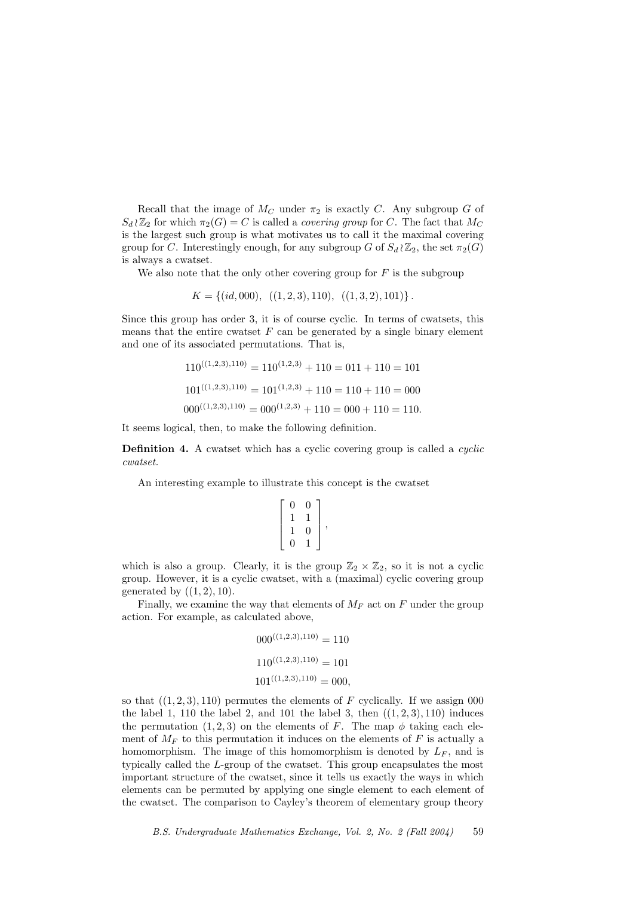Recall that the image of $M_C$ under $\pi_2$ is exactly $C$. Any subgroup $G$ of $S_d \wr \mathbb{Z}_2$ for which $\pi_2(G) = C$ is called a *covering group* for $C$. The fact that $M_C$ is the largest such group is what motivates us to call it the maximal covering group for $C$. Interestingly enough, for any subgroup $G$ of $S_d \wr \mathbb{Z}_2$, the set $\pi_2(G)$ is always a cwatset.

We also note that the only other covering group for $F$ is the subgroup

$$K = \{(id, 000),\ \ ((1,2,3), 110),\ \ ((1,3,2), 101)\}.$$

Since this group has order 3, it is of course cyclic. In terms of cwatsets, this means that the entire cwatset $F$ can be generated by a single binary element and one of its associated permutations. That is,

$$110^{((1,2,3),110)} = 110^{(1,2,3)} + 110 = 011 + 110 = 101$$

$$101^{((1,2,3),110)} = 101^{(1,2,3)} + 110 = 110 + 110 = 000$$

$$000^{((1,2,3),110)} = 000^{(1,2,3)} + 110 = 000 + 110 = 110.$$

It seems logical, then, to make the following definition.

**Definition 4.** A cwatset which has a cyclic covering group is called a *cyclic cwatset.*

An interesting example to illustrate this concept is the cwatset

$$\begin{bmatrix} 0 & 0 \\ 1 & 1 \\ 1 & 0 \\ 0 & 1 \end{bmatrix},$$

which is also a group. Clearly, it is the group $\mathbb{Z}_2 \times \mathbb{Z}_2$, so it is not a cyclic group. However, it is a cyclic cwatset, with a (maximal) cyclic covering group generated by $((1,2), 10)$.

Finally, we examine the way that elements of $M_F$ act on $F$ under the group action. For example, as calculated above,

$$000^{((1,2,3),110)} = 110$$

$$110^{((1,2,3),110)} = 101$$

$$101^{((1,2,3),110)} = 000,$$

so that $((1,2,3), 110)$ permutes the elements of $F$ cyclically. If we assign 000 the label 1, 110 the label 2, and 101 the label 3, then $((1,2,3), 110)$ induces the permutation $(1,2,3)$ on the elements of $F$. The map $\phi$ taking each element of $M_F$ to this permutation it induces on the elements of $F$ is actually a homomorphism. The image of this homomorphism is denoted by $L_F$, and is typically called the $L$-group of the cwatset. This group encapsulates the most important structure of the cwatset, since it tells us exactly the ways in which elements can be permuted by applying one single element to each element of the cwatset. The comparison to Cayley's theorem of elementary group theory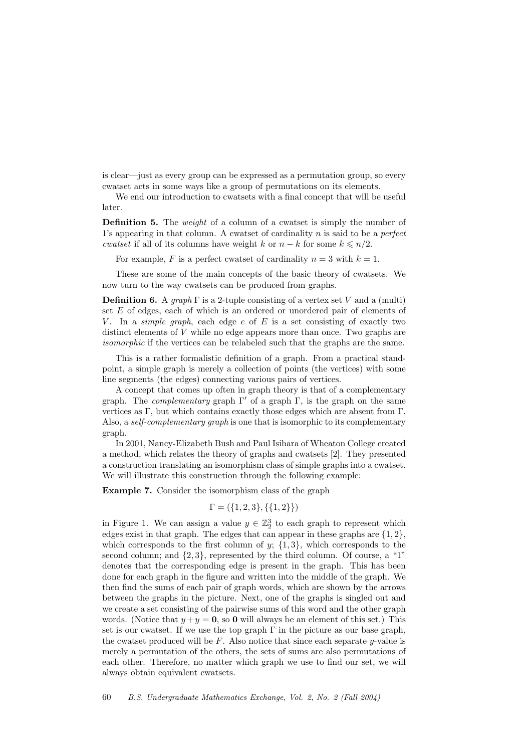is clear—just as every group can be expressed as a permutation group, so every cwatset acts in some ways like a group of permutations on its elements.

We end our introduction to cwatsets with a final concept that will be useful later.

**Definition 5.** The *weight* of a column of a cwatset is simply the number of 1's appearing in that column. A cwatset of cardinality $n$ is said to be a *perfect cwatset* if all of its columns have weight $k$ or $n-k$ for some $k \leqslant n/2$.

For example, $F$ is a perfect cwatset of cardinality $n = 3$ with $k = 1$.

These are some of the main concepts of the basic theory of cwatsets. We now turn to the way cwatsets can be produced from graphs.

**Definition 6.** A *graph* $\Gamma$ is a 2-tuple consisting of a vertex set $V$ and a (multi) set $E$ of edges, each of which is an ordered or unordered pair of elements of $V$. In a *simple graph*, each edge $e$ of $E$ is a set consisting of exactly two distinct elements of $V$ while no edge appears more than once. Two graphs are *isomorphic* if the vertices can be relabeled such that the graphs are the same.

This is a rather formalistic definition of a graph. From a practical standpoint, a simple graph is merely a collection of points (the vertices) with some line segments (the edges) connecting various pairs of vertices.

A concept that comes up often in graph theory is that of a complementary graph. The *complementary* graph $\Gamma'$ of a graph $\Gamma$, is the graph on the same vertices as $\Gamma$, but which contains exactly those edges which are absent from $\Gamma$. Also, a *self-complementary graph* is one that is isomorphic to its complementary graph.

In 2001, Nancy-Elizabeth Bush and Paul Isihara of Wheaton College created a method, which relates the theory of graphs and cwatsets [2]. They presented a construction translating an isomorphism class of simple graphs into a cwatset. We will illustrate this construction through the following example:

**Example 7.** Consider the isomorphism class of the graph

$$\Gamma = (\{1,2,3\}, \{\{1,2\}\})$$

in Figure 1. We can assign a value $y \in \mathbb{Z}_2^3$ to each graph to represent which edges exist in that graph. The edges that can appear in these graphs are $\{1,2\}$, which corresponds to the first column of $y$; $\{1,3\}$, which corresponds to the second column; and $\{2,3\}$, represented by the third column. Of course, a "1" denotes that the corresponding edge is present in the graph. This has been done for each graph in the figure and written into the middle of the graph. We then find the sums of each pair of graph words, which are shown by the arrows between the graphs in the picture. Next, one of the graphs is singled out and we create a set consisting of the pairwise sums of this word and the other graph words. (Notice that $y + y = \mathbf{0}$, so $\mathbf{0}$ will always be an element of this set.) This set is our cwatset. If we use the top graph $\Gamma$ in the picture as our base graph, the cwatset produced will be $F$. Also notice that since each separate $y$-value is merely a permutation of the others, the sets of sums are also permutations of each other. Therefore, no matter which graph we use to find our set, we will always obtain equivalent cwatsets.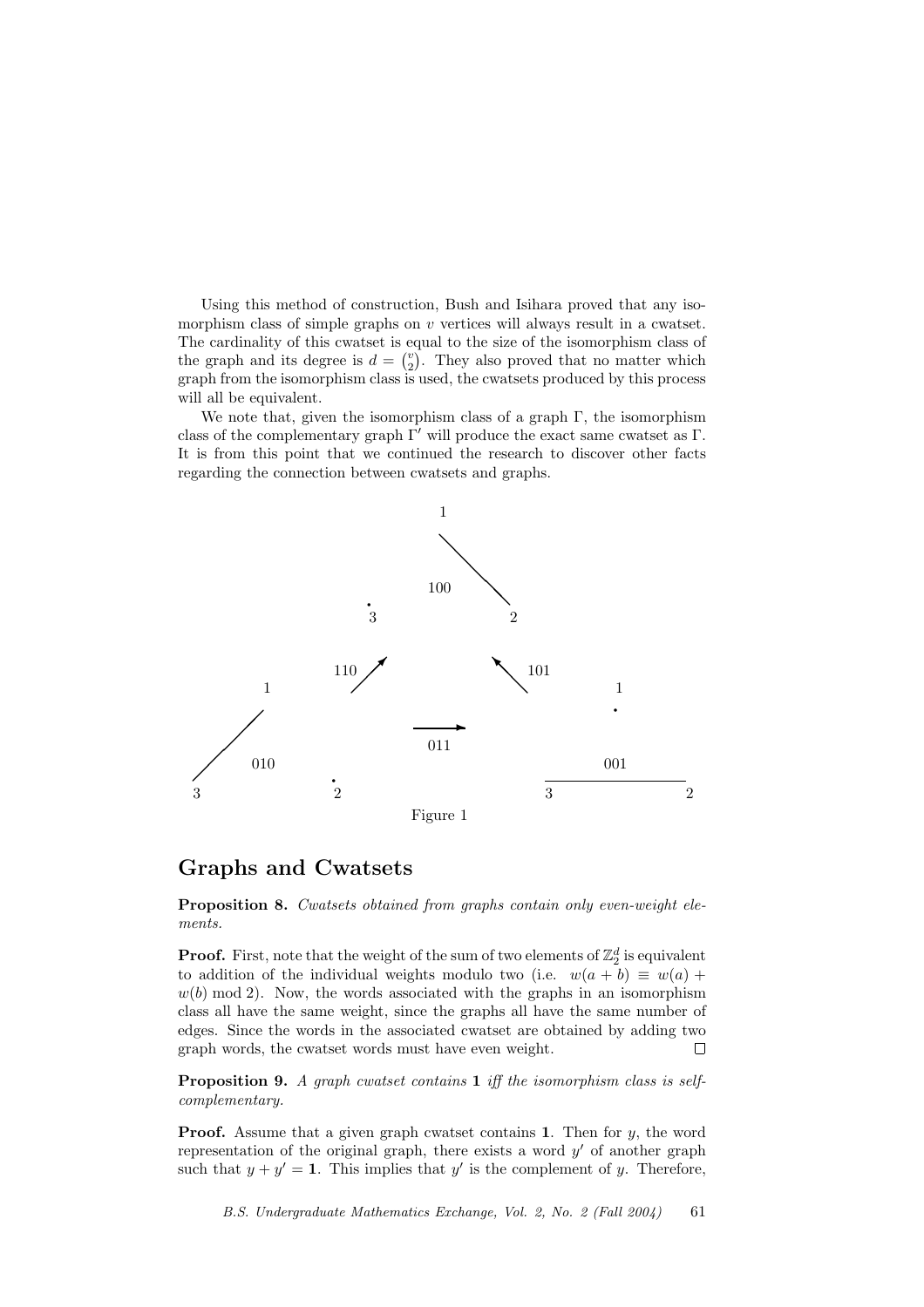Using this method of construction, Bush and Isihara proved that any isomorphism class of simple graphs on $v$ vertices will always result in a cwatset. The cardinality of this cwatset is equal to the size of the isomorphism class of the graph and its degree is $d = \binom{v}{2}$. They also proved that no matter which graph from the isomorphism class is used, the cwatsets produced by this process will all be equivalent.

We note that, given the isomorphism class of a graph $\Gamma$, the isomorphism class of the complementary graph $\Gamma'$ will produce the exact same cwatset as $\Gamma$. It is from this point that we continued the research to discover other facts regarding the connection between cwatsets and graphs.

Figure 1

## Graphs and Cwatsets

**Proposition 8.** *Cwatsets obtained from graphs contain only even-weight elements.*

**Proof.** First, note that the weight of the sum of two elements of $\mathbb{Z}_2^d$ is equivalent to addition of the individual weights modulo two (i.e. $w(a+b) \equiv w(a) + w(b) \bmod 2$). Now, the words associated with the graphs in an isomorphism class all have the same weight, since the graphs all have the same number of edges. Since the words in the associated cwatset are obtained by adding two graph words, the cwatset words must have even weight. $\square$

**Proposition 9.** *A graph cwatset contains* **1** *iff the isomorphism class is self-complementary.*

**Proof.** Assume that a given graph cwatset contains **1**. Then for $y$, the word representation of the original graph, there exists a word $y'$ of another graph such that $y + y' = \mathbf{1}$. This implies that $y'$ is the complement of $y$. Therefore,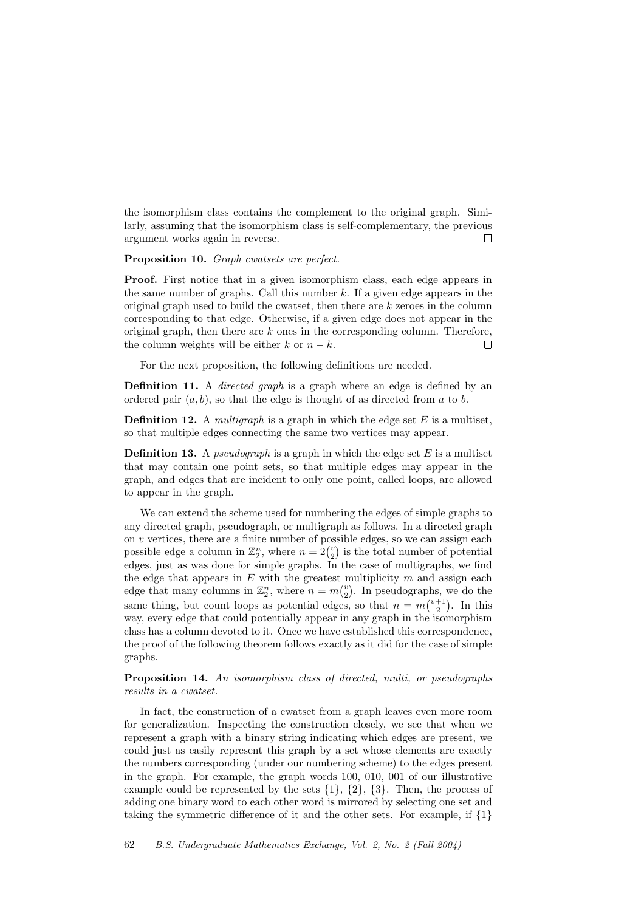the isomorphism class contains the complement to the original graph. Similarly, assuming that the isomorphism class is self-complementary, the previous argument works again in reverse. □

**Proposition 10.** *Graph cwatsets are perfect.*

**Proof.** First notice that in a given isomorphism class, each edge appears in the same number of graphs. Call this number $k$. If a given edge appears in the original graph used to build the cwatset, then there are $k$ zeroes in the column corresponding to that edge. Otherwise, if a given edge does not appear in the original graph, then there are $k$ ones in the corresponding column. Therefore, the column weights will be either $k$ or $n - k$. □

For the next proposition, the following definitions are needed.

**Definition 11.** A *directed graph* is a graph where an edge is defined by an ordered pair $(a, b)$, so that the edge is thought of as directed from $a$ to $b$.

**Definition 12.** A *multigraph* is a graph in which the edge set $E$ is a multiset, so that multiple edges connecting the same two vertices may appear.

**Definition 13.** A *pseudograph* is a graph in which the edge set $E$ is a multiset that may contain one point sets, so that multiple edges may appear in the graph, and edges that are incident to only one point, called loops, are allowed to appear in the graph.

We can extend the scheme used for numbering the edges of simple graphs to any directed graph, pseudograph, or multigraph as follows. In a directed graph on $v$ vertices, there are a finite number of possible edges, so we can assign each possible edge a column in $\mathbb{Z}_2^n$, where $n = 2\binom{v}{2}$ is the total number of potential edges, just as was done for simple graphs. In the case of multigraphs, we find the edge that appears in $E$ with the greatest multiplicity $m$ and assign each edge that many columns in $\mathbb{Z}_2^n$, where $n = m\binom{v}{2}$. In pseudographs, we do the same thing, but count loops as potential edges, so that $n = m\binom{v+1}{2}$. In this way, every edge that could potentially appear in any graph in the isomorphism class has a column devoted to it. Once we have established this correspondence, the proof of the following theorem follows exactly as it did for the case of simple graphs.

**Proposition 14.** *An isomorphism class of directed, multi, or pseudographs results in a cwatset.*

In fact, the construction of a cwatset from a graph leaves even more room for generalization. Inspecting the construction closely, we see that when we represent a graph with a binary string indicating which edges are present, we could just as easily represent this graph by a set whose elements are exactly the numbers corresponding (under our numbering scheme) to the edges present in the graph. For example, the graph words 100, 010, 001 of our illustrative example could be represented by the sets $\{1\}$, $\{2\}$, $\{3\}$. Then, the process of adding one binary word to each other word is mirrored by selecting one set and taking the symmetric difference of it and the other sets. For example, if $\{1\}$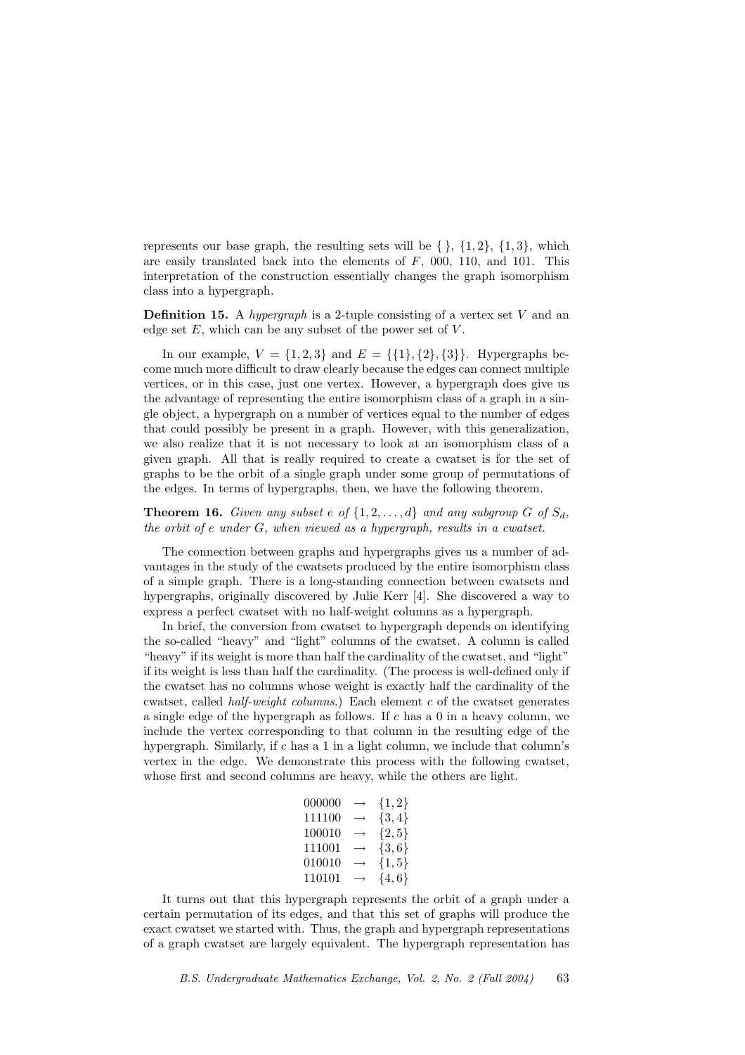represents our base graph, the resulting sets will be $\{\}$, $\{1,2\}$, $\{1,3\}$, which are easily translated back into the elements of $F$, 000, 110, and 101. This interpretation of the construction essentially changes the graph isomorphism class into a hypergraph.

**Definition 15.** A *hypergraph* is a 2-tuple consisting of a vertex set $V$ and an edge set $E$, which can be any subset of the power set of $V$.

In our example, $V = \{1,2,3\}$ and $E = \{\{1\},\{2\},\{3\}\}$. Hypergraphs become much more difficult to draw clearly because the edges can connect multiple vertices, or in this case, just one vertex. However, a hypergraph does give us the advantage of representing the entire isomorphism class of a graph in a single object, a hypergraph on a number of vertices equal to the number of edges that could possibly be present in a graph. However, with this generalization, we also realize that it is not necessary to look at an isomorphism class of a given graph. All that is really required to create a cwatset is for the set of graphs to be the orbit of a single graph under some group of permutations of the edges. In terms of hypergraphs, then, we have the following theorem.

**Theorem 16.** *Given any subset $e$ of $\{1,2,\ldots,d\}$ and any subgroup $G$ of $S_d$, the orbit of $e$ under $G$, when viewed as a hypergraph, results in a cwatset.*

The connection between graphs and hypergraphs gives us a number of advantages in the study of the cwatsets produced by the entire isomorphism class of a simple graph. There is a long-standing connection between cwatsets and hypergraphs, originally discovered by Julie Kerr [4]. She discovered a way to express a perfect cwatset with no half-weight columns as a hypergraph.

In brief, the conversion from cwatset to hypergraph depends on identifying the so-called "heavy" and "light" columns of the cwatset. A column is called "heavy" if its weight is more than half the cardinality of the cwatset, and "light" if its weight is less than half the cardinality. (The process is well-defined only if the cwatset has no columns whose weight is exactly half the cardinality of the cwatset, called *half-weight columns*.) Each element $c$ of the cwatset generates a single edge of the hypergraph as follows. If $c$ has a 0 in a heavy column, we include the vertex corresponding to that column in the resulting edge of the hypergraph. Similarly, if $c$ has a 1 in a light column, we include that column's vertex in the edge. We demonstrate this process with the following cwatset, whose first and second columns are heavy, while the others are light.

$$
\begin{array}{lcl}
000000 & \rightarrow & \{1,2\} \\
111100 & \rightarrow & \{3,4\} \\
100010 & \rightarrow & \{2,5\} \\
111001 & \rightarrow & \{3,6\} \\
010010 & \rightarrow & \{1,5\} \\
110101 & \rightarrow & \{4,6\}
\end{array}
$$

It turns out that this hypergraph represents the orbit of a graph under a certain permutation of its edges, and that this set of graphs will produce the exact cwatset we started with. Thus, the graph and hypergraph representations of a graph cwatset are largely equivalent. The hypergraph representation has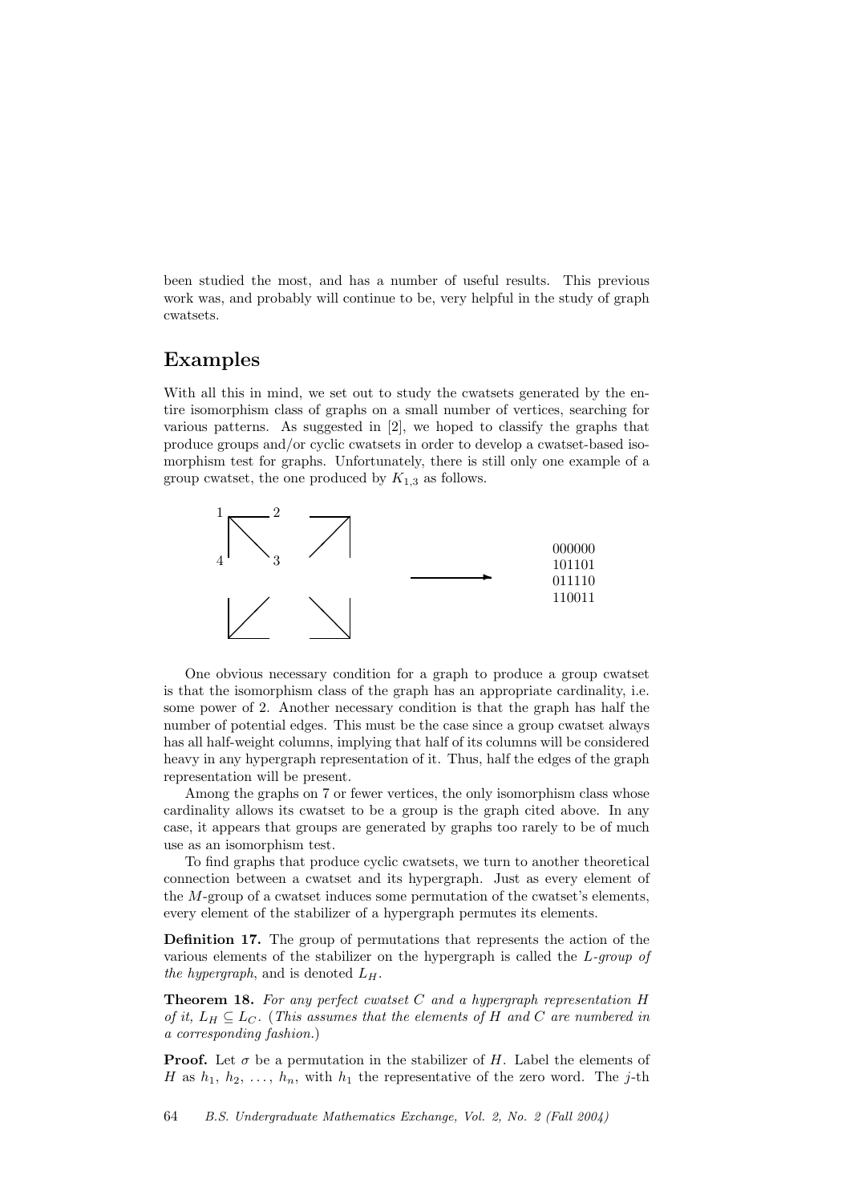been studied the most, and has a number of useful results. This previous work was, and probably will continue to be, very helpful in the study of graph cwatsets.

## Examples

With all this in mind, we set out to study the cwatsets generated by the entire isomorphism class of graphs on a small number of vertices, searching for various patterns. As suggested in [2], we hoped to classify the graphs that produce groups and/or cyclic cwatsets in order to develop a cwatset-based isomorphism test for graphs. Unfortunately, there is still only one example of a group cwatset, the one produced by $K_{1,3}$ as follows.

```
000000
101101
011110
110011
```

One obvious necessary condition for a graph to produce a group cwatset is that the isomorphism class of the graph has an appropriate cardinality, i.e. some power of 2. Another necessary condition is that the graph has half the number of potential edges. This must be the case since a group cwatset always has all half-weight columns, implying that half of its columns will be considered heavy in any hypergraph representation of it. Thus, half the edges of the graph representation will be present.

Among the graphs on 7 or fewer vertices, the only isomorphism class whose cardinality allows its cwatset to be a group is the graph cited above. In any case, it appears that groups are generated by graphs too rarely to be of much use as an isomorphism test.

To find graphs that produce cyclic cwatsets, we turn to another theoretical connection between a cwatset and its hypergraph. Just as every element of the $M$-group of a cwatset induces some permutation of the cwatset's elements, every element of the stabilizer of a hypergraph permutes its elements.

**Definition 17.** The group of permutations that represents the action of the various elements of the stabilizer on the hypergraph is called the *L-group of the hypergraph*, and is denoted $L_H$.

**Theorem 18.** *For any perfect cwatset $C$ and a hypergraph representation $H$ of it, $L_H \subseteq L_C$. (This assumes that the elements of $H$ and $C$ are numbered in a corresponding fashion.)*

**Proof.** Let $\sigma$ be a permutation in the stabilizer of $H$. Label the elements of $H$ as $h_1, h_2, \ldots, h_n$, with $h_1$ the representative of the zero word. The $j$-th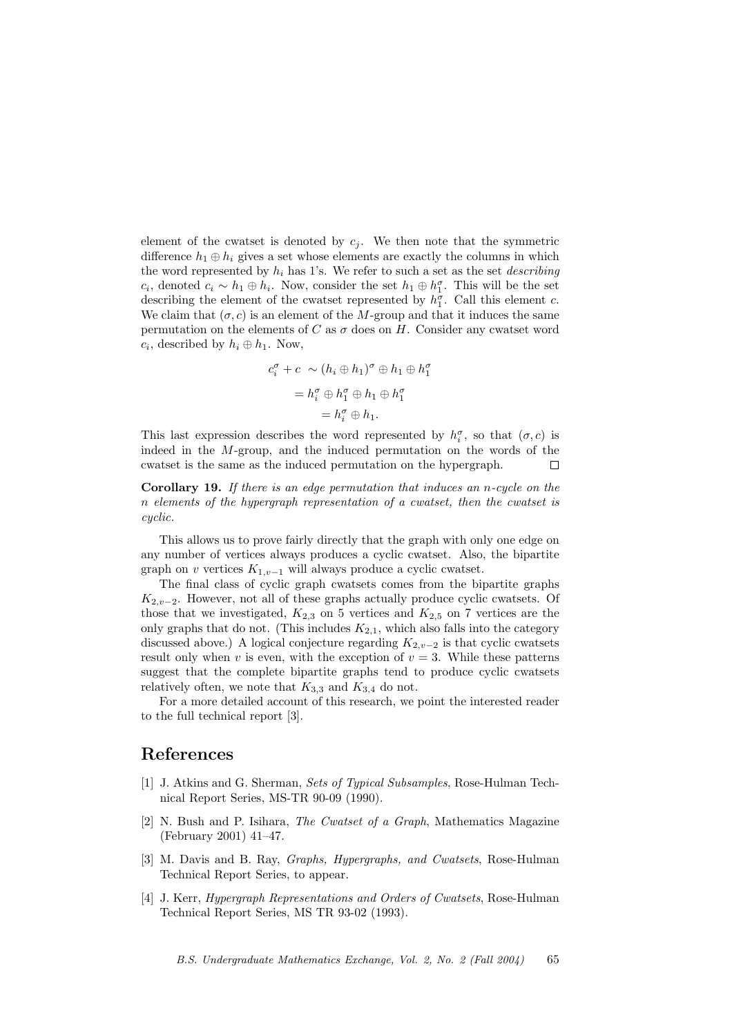element of the cwatset is denoted by $c_j$. We then note that the symmetric difference $h_1 \oplus h_i$ gives a set whose elements are exactly the columns in which the word represented by $h_i$ has 1's. We refer to such a set as the set *describing* $c_i$, denoted $c_i \sim h_1 \oplus h_i$. Now, consider the set $h_1 \oplus h_1^\sigma$. This will be the set describing the element of the cwatset represented by $h_1^\sigma$. Call this element $c$. We claim that $(\sigma, c)$ is an element of the $M$-group and that it induces the same permutation on the elements of $C$ as $\sigma$ does on $H$. Consider any cwatset word $c_i$, described by $h_i \oplus h_1$. Now,

$$
\begin{aligned}
c_i^\sigma + c &\sim (h_i \oplus h_1)^\sigma \oplus h_1 \oplus h_1^\sigma \\
&= h_i^\sigma \oplus h_1^\sigma \oplus h_1 \oplus h_1^\sigma \\
&= h_i^\sigma \oplus h_1.
\end{aligned}
$$

This last expression describes the word represented by $h_i^\sigma$, so that $(\sigma, c)$ is indeed in the $M$-group, and the induced permutation on the words of the cwatset is the same as the induced permutation on the hypergraph. □

**Corollary 19.** *If there is an edge permutation that induces an $n$-cycle on the $n$ elements of the hypergraph representation of a cwatset, then the cwatset is cyclic.*

This allows us to prove fairly directly that the graph with only one edge on any number of vertices always produces a cyclic cwatset. Also, the bipartite graph on $v$ vertices $K_{1,v-1}$ will always produce a cyclic cwatset.

The final class of cyclic graph cwatsets comes from the bipartite graphs $K_{2,v-2}$. However, not all of these graphs actually produce cyclic cwatsets. Of those that we investigated, $K_{2,3}$ on 5 vertices and $K_{2,5}$ on 7 vertices are the only graphs that do not. (This includes $K_{2,1}$, which also falls into the category discussed above.) A logical conjecture regarding $K_{2,v-2}$ is that cyclic cwatsets result only when $v$ is even, with the exception of $v = 3$. While these patterns suggest that the complete bipartite graphs tend to produce cyclic cwatsets relatively often, we note that $K_{3,3}$ and $K_{3,4}$ do not.

For a more detailed account of this research, we point the interested reader to the full technical report [3].

# References

[1] J. Atkins and G. Sherman, *Sets of Typical Subsamples*, Rose-Hulman Technical Report Series, MS-TR 90-09 (1990).

[2] N. Bush and P. Isihara, *The Cwatset of a Graph*, Mathematics Magazine (February 2001) 41–47.

[3] M. Davis and B. Ray, *Graphs, Hypergraphs, and Cwatsets*, Rose-Hulman Technical Report Series, to appear.

[4] J. Kerr, *Hypergraph Representations and Orders of Cwatsets*, Rose-Hulman Technical Report Series, MS TR 93-02 (1993).